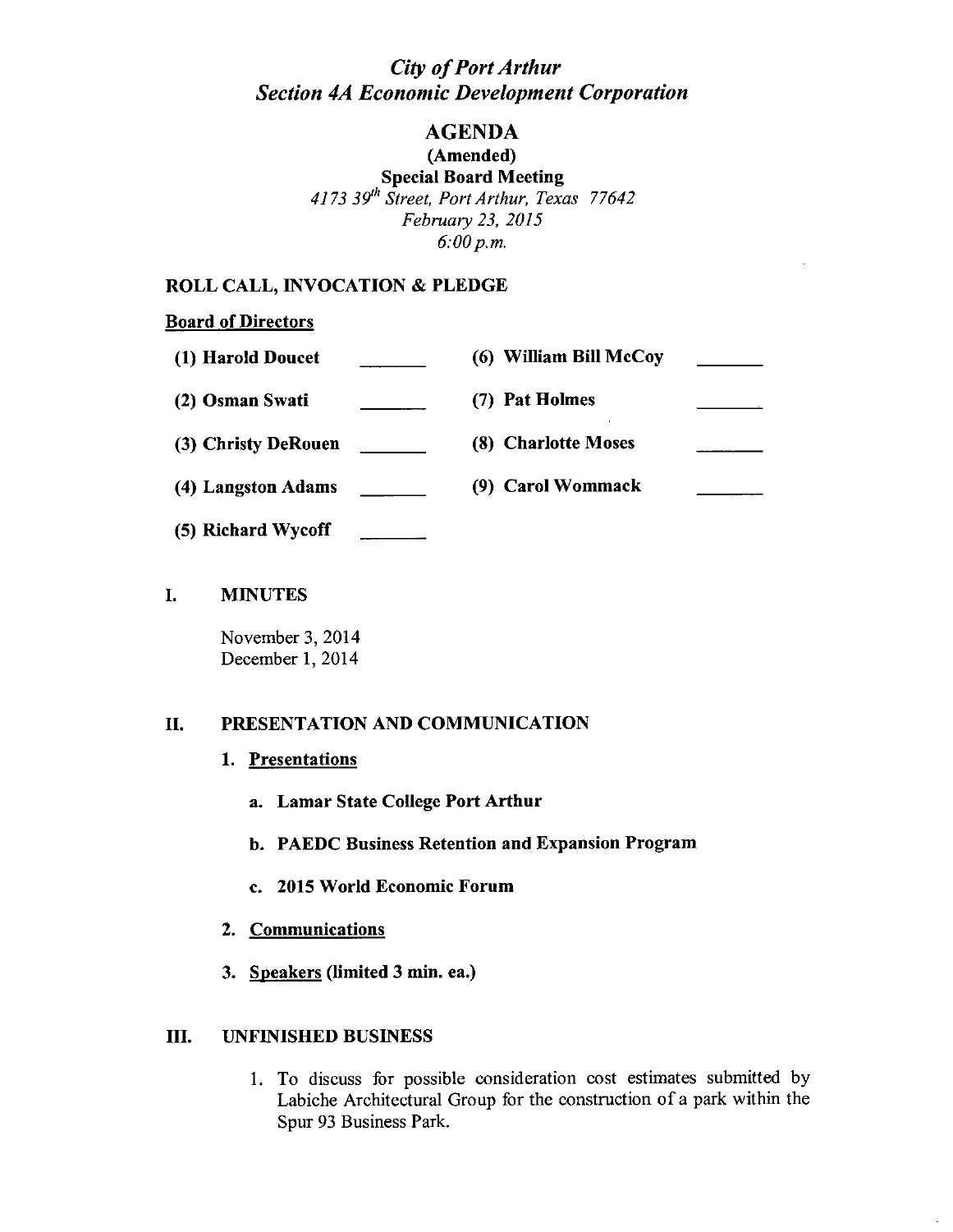# *City of Port Arthur*
# *Section 4A Economic Development Corporation*

## AGENDA

**(Amended)**

**Special Board Meeting**

*4173 39th Street, Port Arthur, Texas 77642*

*February 23, 2015*

*6:00 p.m.*

## ROLL CALL, INVOCATION & PLEDGE

**Board of Directors**

| | | | |
|---|---|---|---|
| **(1) Harold Doucet** | _______ | **(6) William Bill McCoy** | _______ |
| **(2) Osman Swati** | _______ | **(7) Pat Holmes** | _______ |
| **(3) Christy DeRouen** | _______ | **(8) Charlotte Moses** | _______ |
| **(4) Langston Adams** | _______ | **(9) Carol Wommack** | _______ |
| **(5) Richard Wycoff** | _______ | | |

## I. MINUTES

November 3, 2014
December 1, 2014

## II. PRESENTATION AND COMMUNICATION

1. **Presentations**
    a. **Lamar State College Port Arthur**
    b. **PAEDC Business Retention and Expansion Program**
    c. **2015 World Economic Forum**
2. **Communications**
3. **Speakers (limited 3 min. ea.)**

## III. UNFINISHED BUSINESS

1. To discuss for possible consideration cost estimates submitted by Labiche Architectural Group for the construction of a park within the Spur 93 Business Park.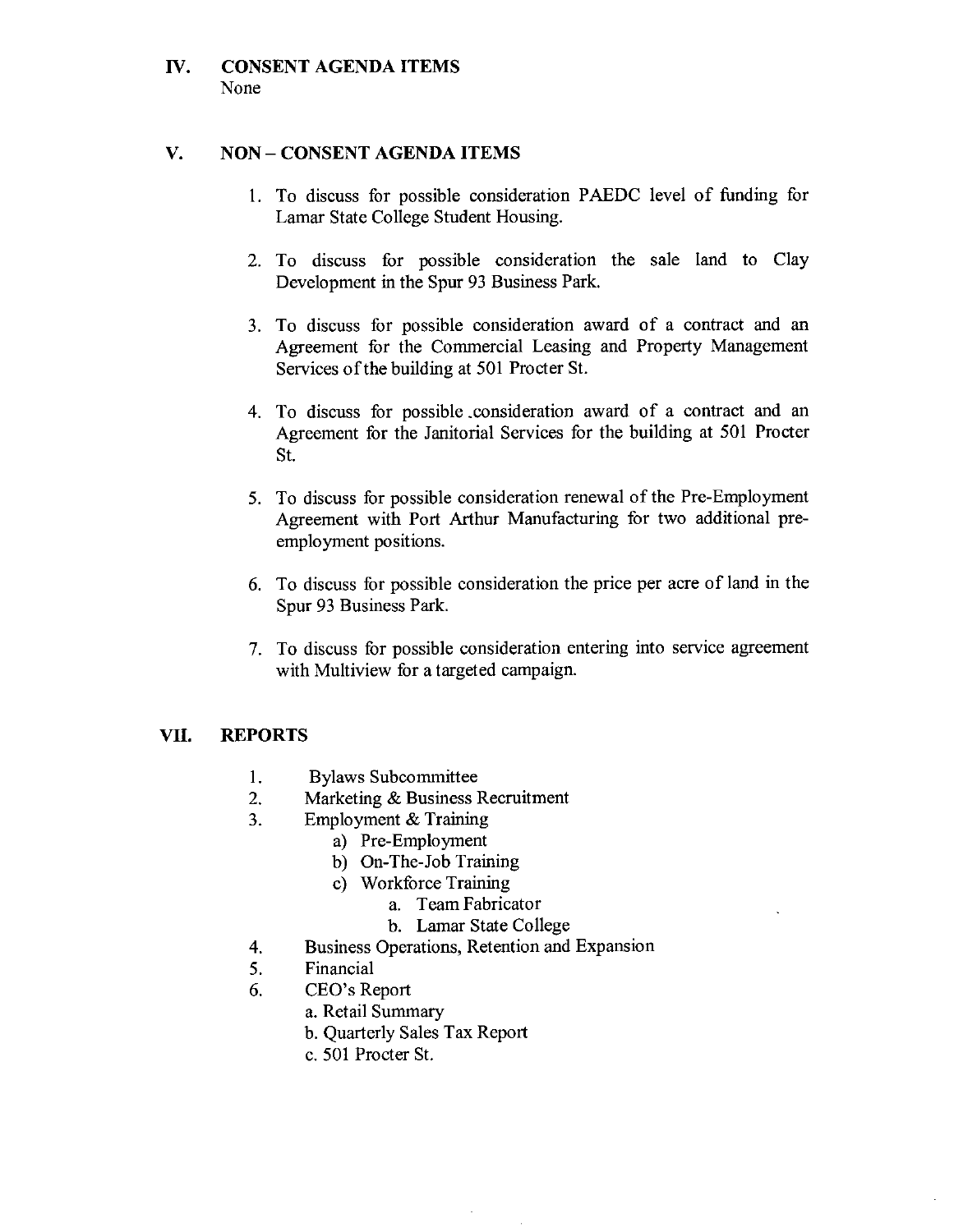## IV. CONSENT AGENDA ITEMS

None

## V. NON – CONSENT AGENDA ITEMS

1. To discuss for possible consideration PAEDC level of funding for Lamar State College Student Housing.

2. To discuss for possible consideration the sale land to Clay Development in the Spur 93 Business Park.

3. To discuss for possible consideration award of a contract and an Agreement for the Commercial Leasing and Property Management Services of the building at 501 Procter St.

4. To discuss for possible .consideration award of a contract and an Agreement for the Janitorial Services for the building at 501 Procter St.

5. To discuss for possible consideration renewal of the Pre-Employment Agreement with Port Arthur Manufacturing for two additional pre-employment positions.

6. To discuss for possible consideration the price per acre of land in the Spur 93 Business Park.

7. To discuss for possible consideration entering into service agreement with Multiview for a targeted campaign.

## VII. REPORTS

1. Bylaws Subcommittee
2. Marketing & Business Recruitment
3. Employment & Training
   - a) Pre-Employment
   - b) On-The-Job Training
   - c) Workforce Training
     - a. Team Fabricator
     - b. Lamar State College
4. Business Operations, Retention and Expansion
5. Financial
6. CEO's Report
   - a. Retail Summary
   - b. Quarterly Sales Tax Report
   - c. 501 Procter St.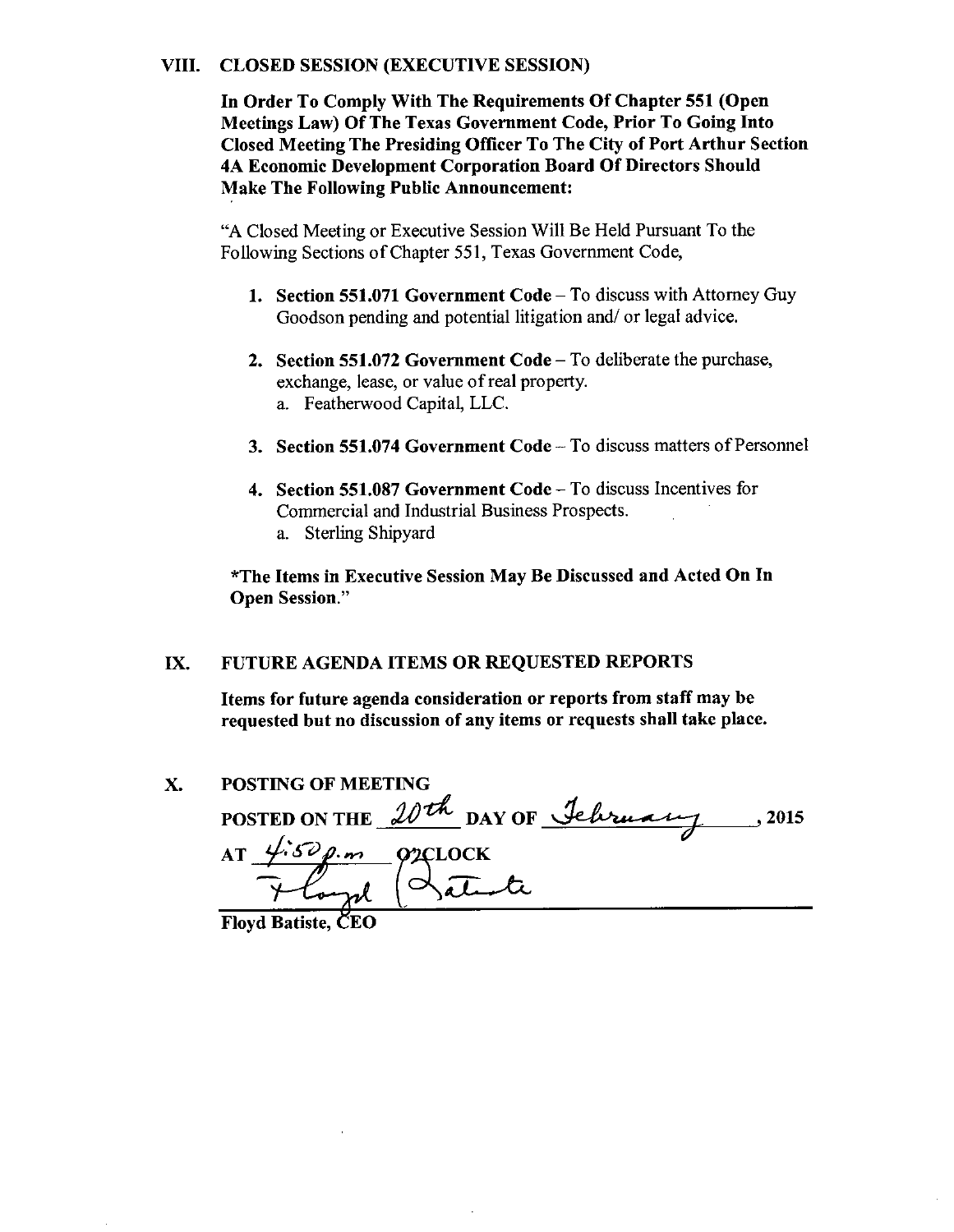## VIII. CLOSED SESSION (EXECUTIVE SESSION)

**In Order To Comply With The Requirements Of Chapter 551 (Open Meetings Law) Of The Texas Government Code, Prior To Going Into Closed Meeting The Presiding Officer To The City of Port Arthur Section 4A Economic Development Corporation Board Of Directors Should Make The Following Public Announcement:**

"A Closed Meeting or Executive Session Will Be Held Pursuant To the Following Sections of Chapter 551, Texas Government Code,

1. **Section 551.071 Government Code** – To discuss with Attorney Guy Goodson pending and potential litigation and/ or legal advice.

2. **Section 551.072 Government Code** – To deliberate the purchase, exchange, lease, or value of real property.
   a. Featherwood Capital, LLC.

3. **Section 551.074 Government Code** – To discuss matters of Personnel

4. **Section 551.087 Government Code** – To discuss Incentives for Commercial and Industrial Business Prospects.
   a. Sterling Shipyard

**\*The Items in Executive Session May Be Discussed and Acted On In Open Session.**"

## IX. FUTURE AGENDA ITEMS OR REQUESTED REPORTS

**Items for future agenda consideration or reports from staff may be requested but no discussion of any items or requests shall take place.**

## X. POSTING OF MEETING

**POSTED ON THE** 20th **DAY OF** February **, 2015**

**AT** 4:50 p.m. **O'CLOCK**

Floyd Batiste

**Floyd Batiste, CEO**